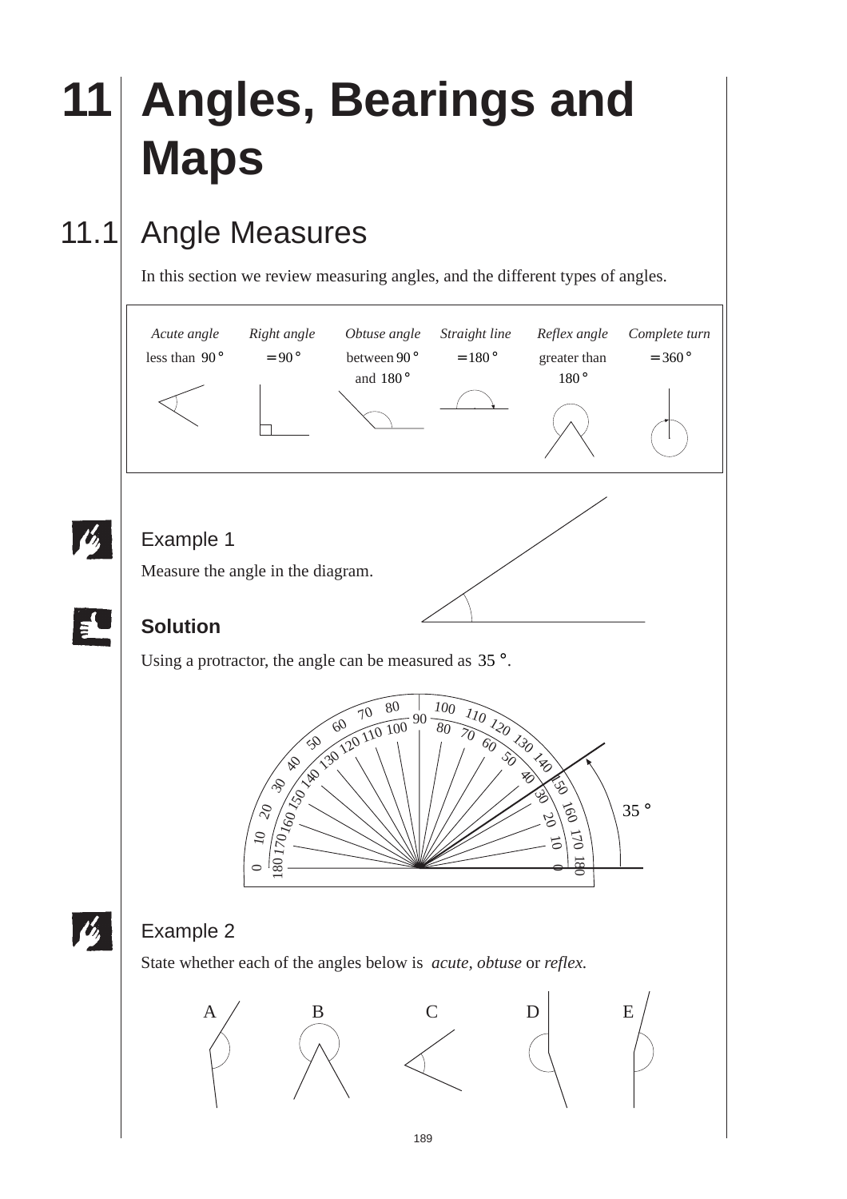# 11 Angles, Bearings and Maps

## 11.1 Angle Measures

In this section we review measuring angles, and the different types of angles.

| *Acute angle* | *Right angle* | *Obtuse angle* | *Straight line* | *Reflex angle* | *Complete turn* |
|---|---|---|---|---|---|
| less than $90°$ | $= 90°$ | between $90°$ and $180°$ | $= 180°$ | greater than $180°$ | $= 360°$ |

### Example 1

Measure the angle in the diagram.

### Solution

Using a protractor, the angle can be measured as $35°$.

### Example 2

State whether each of the angles below is *acute*, *obtuse* or *reflex.*

A B C D E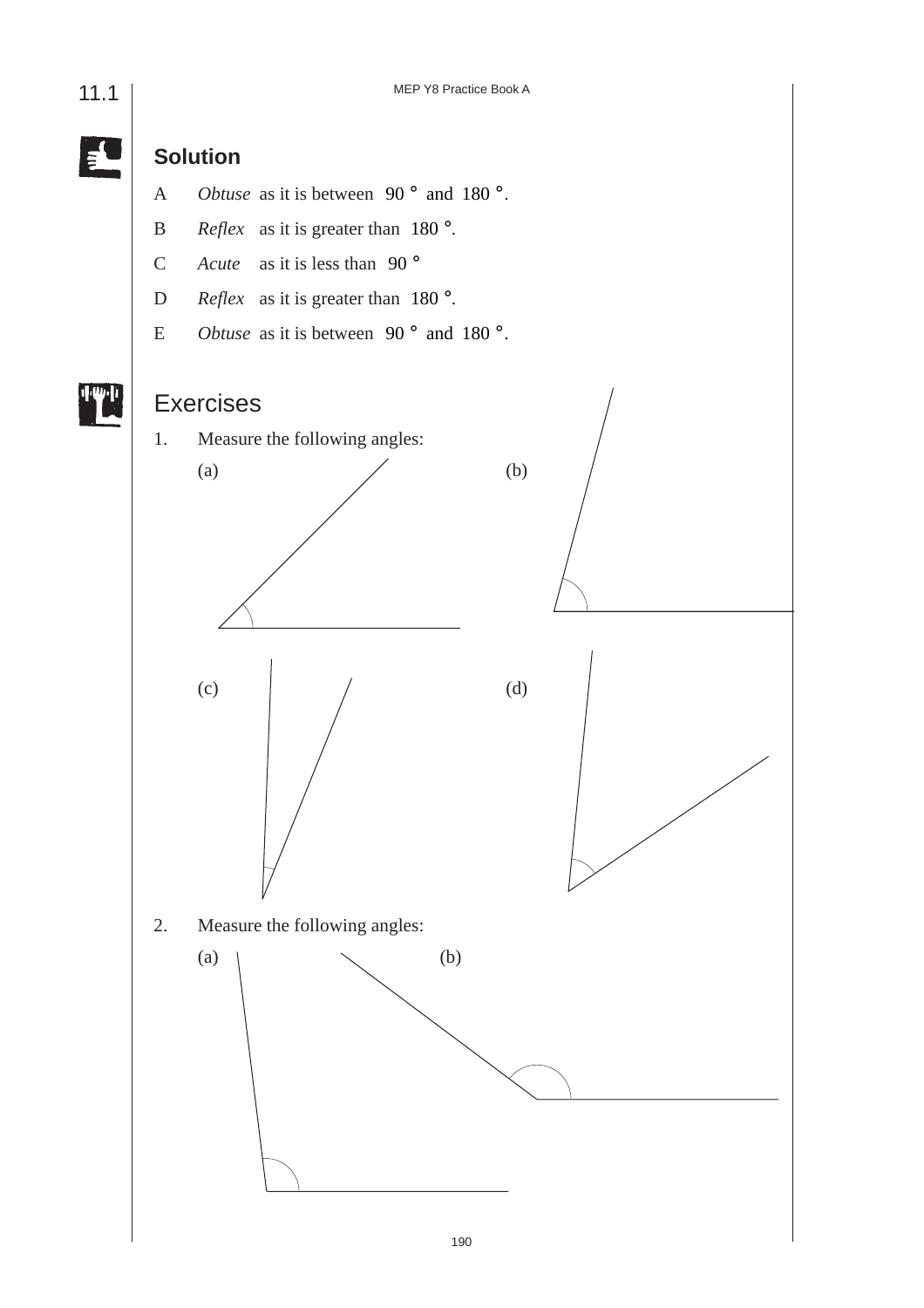### Solution

A *Obtuse* as it is between $90°$ and $180°$.

B *Reflex* as it is greater than $180°$.

C *Acute* as it is less than $90°$

D *Reflex* as it is greater than $180°$.

E *Obtuse* as it is between $90°$ and $180°$.

## Exercises

1. Measure the following angles:

(a)

(b)

(c)

(d)

2. Measure the following angles:

(a)

(b)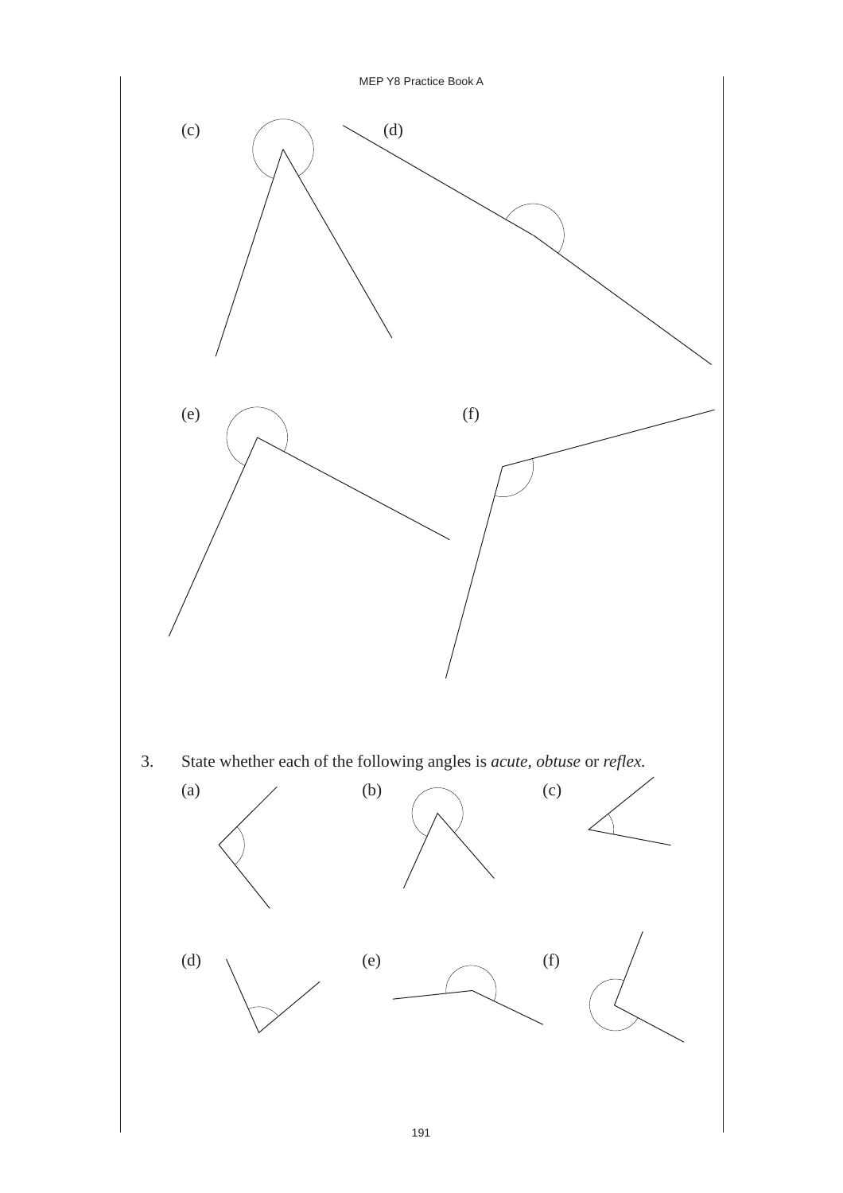(c)

(d)

(e)

(f)

3. State whether each of the following angles is *acute*, *obtuse* or *reflex*.

(a)

(b)

(c)

(d)

(e)

(f)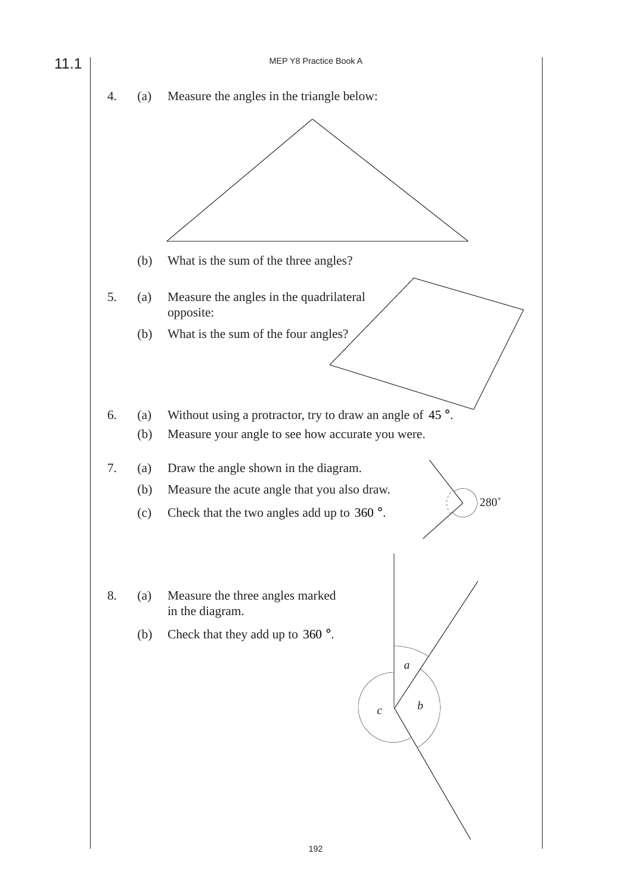4. (a) Measure the angles in the triangle below:

   (b) What is the sum of the three angles?

5. (a) Measure the angles in the quadrilateral opposite:

   (b) What is the sum of the four angles?

6. (a) Without using a protractor, try to draw an angle of $45°$.

   (b) Measure your angle to see how accurate you were.

7. (a) Draw the angle shown in the diagram.

   (b) Measure the acute angle that you also draw.

   (c) Check that the two angles add up to $360°$.

   280°

8. (a) Measure the three angles marked in the diagram.

   (b) Check that they add up to $360°$.

   $a$ $b$ $c$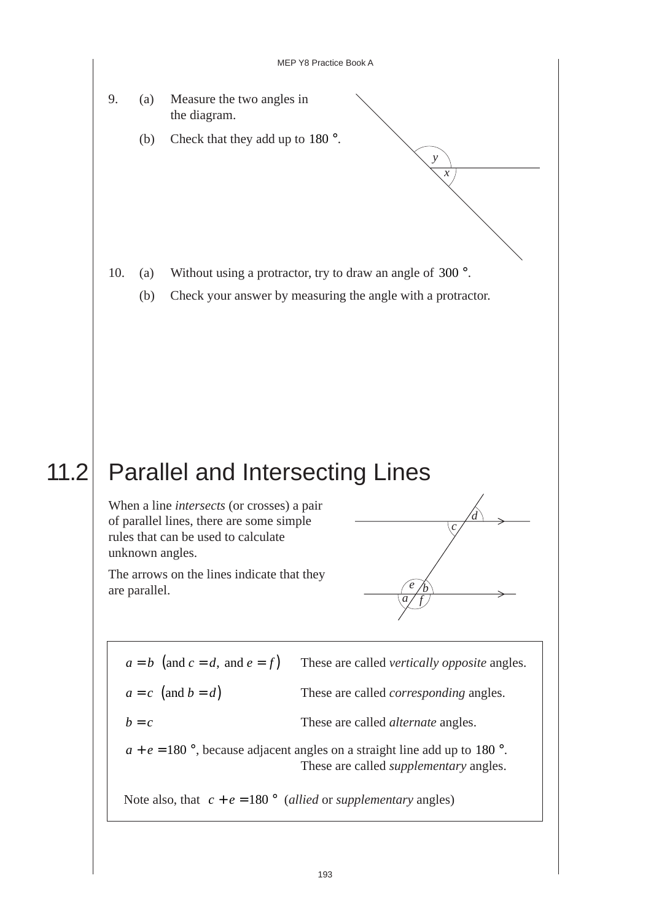9. (a) Measure the two angles in the diagram.

   (b) Check that they add up to $180°$.

10. (a) Without using a protractor, try to draw an angle of $300°$.

    (b) Check your answer by measuring the angle with a protractor.

## 11.2 Parallel and Intersecting Lines

When a line *intersects* (or crosses) a pair of parallel lines, there are some simple rules that can be used to calculate unknown angles.

The arrows on the lines indicate that they are parallel.

| | |
|---|---|
| $a = b$ (and $c = d$, and $e = f$) | These are called *vertically opposite* angles. |
| $a = c$ (and $b = d$) | These are called *corresponding* angles. |
| $b = c$ | These are called *alternate* angles. |
| $a + e = 180°$, because adjacent angles on a straight line add up to $180°$. | These are called *supplementary* angles. |

Note also, that $c + e = 180°$ (*allied* or *supplementary* angles)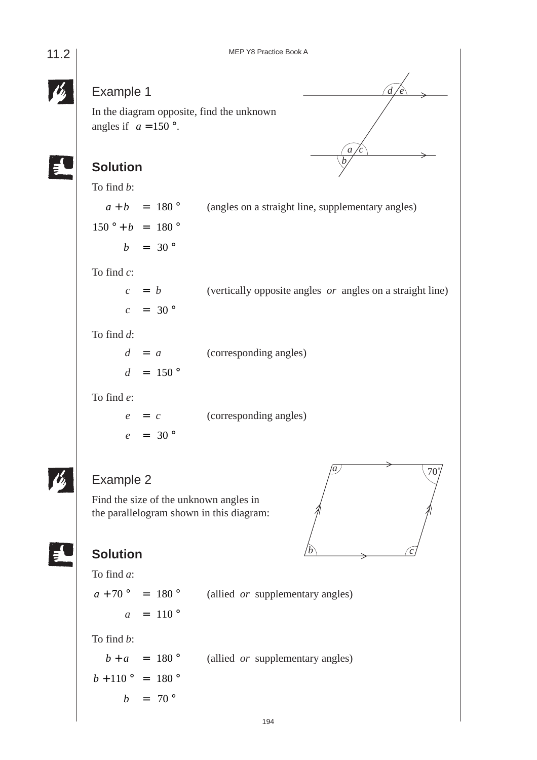## Example 1

In the diagram opposite, find the unknown angles if $a = 150°$.

### Solution

To find $b$:

$$a + b = 180° \quad \text{(angles on a straight line, supplementary angles)}$$

$$150° + b = 180°$$

$$b = 30°$$

To find $c$:

$$c = b \quad \text{(vertically opposite angles } \textit{or} \text{ angles on a straight line)}$$

$$c = 30°$$

To find $d$:

$$d = a \quad \text{(corresponding angles)}$$

$$d = 150°$$

To find $e$:

$$e = c \quad \text{(corresponding angles)}$$

$$e = 30°$$

## Example 2

Find the size of the unknown angles in the parallelogram shown in this diagram:

### Solution

To find $a$:

$$a + 70° = 180° \quad \text{(allied } \textit{or} \text{ supplementary angles)}$$

$$a = 110°$$

To find $b$:

$$b + a = 180° \quad \text{(allied } \textit{or} \text{ supplementary angles)}$$

$$b + 110° = 180°$$

$$b = 70°$$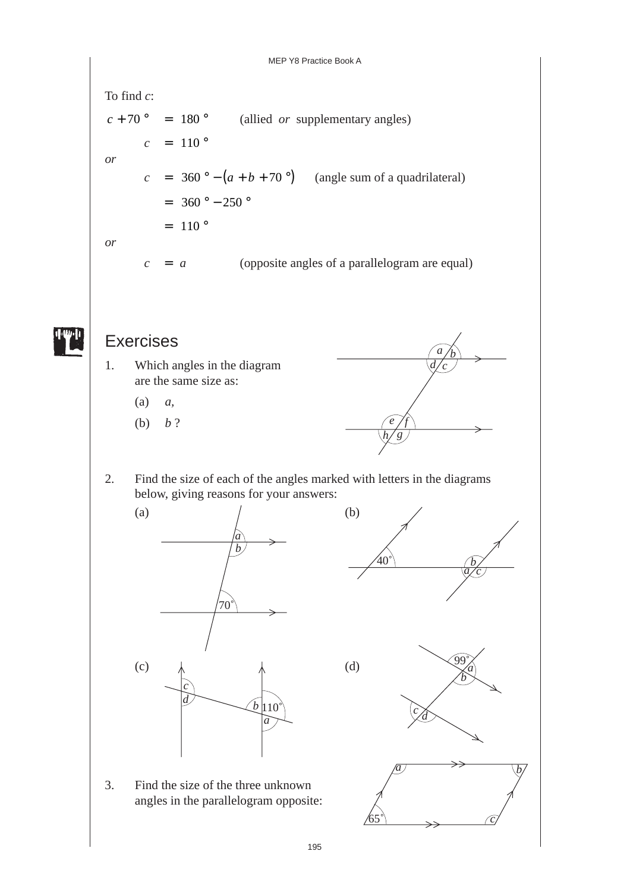To find $c$:

$$c + 70° = 180° \quad \text{(allied } or \text{ supplementary angles)}$$

$$c = 110°$$

*or*

$$c = 360° - (a + b + 70°) \quad \text{(angle sum of a quadrilateral)}$$

$$= 360° - 250°$$

$$= 110°$$

*or*

$$c = a \quad \text{(opposite angles of a parallelogram are equal)}$$

## Exercises

1. Which angles in the diagram are the same size as:

   (a) $a$,

   (b) $b$ ?

2. Find the size of each of the angles marked with letters in the diagrams below, giving reasons for your answers:

   (a)

   (b)

   (c)

   (d)

3. Find the size of the three unknown angles in the parallelogram opposite: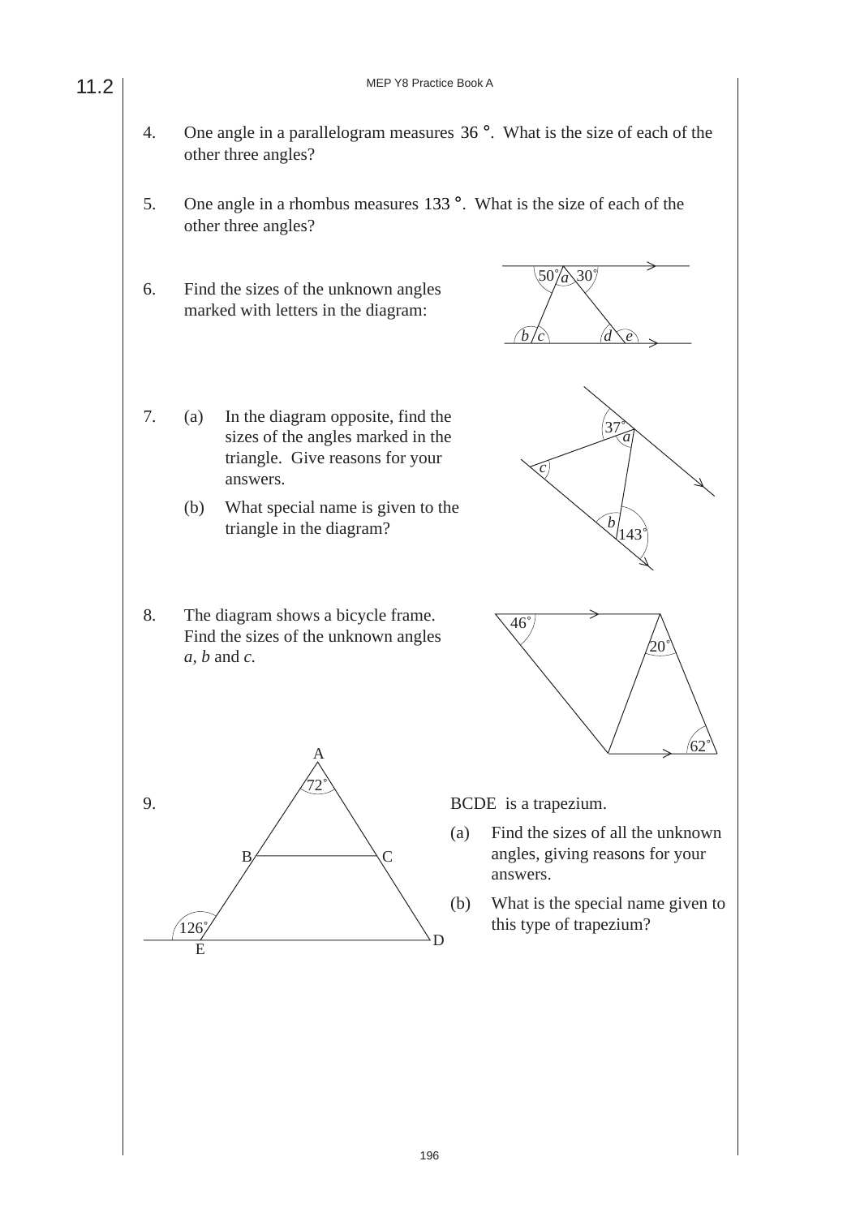4. One angle in a parallelogram measures $36°$. What is the size of each of the other three angles?

5. One angle in a rhombus measures $133°$. What is the size of each of the other three angles?

6. Find the sizes of the unknown angles marked with letters in the diagram:

7. (a) In the diagram opposite, find the sizes of the angles marked in the triangle. Give reasons for your answers.

   (b) What special name is given to the triangle in the diagram?

8. The diagram shows a bicycle frame. Find the sizes of the unknown angles *a*, *b* and *c*.

9. BCDE is a trapezium.

   (a) Find the sizes of all the unknown angles, giving reasons for your answers.

   (b) What is the special name given to this type of trapezium?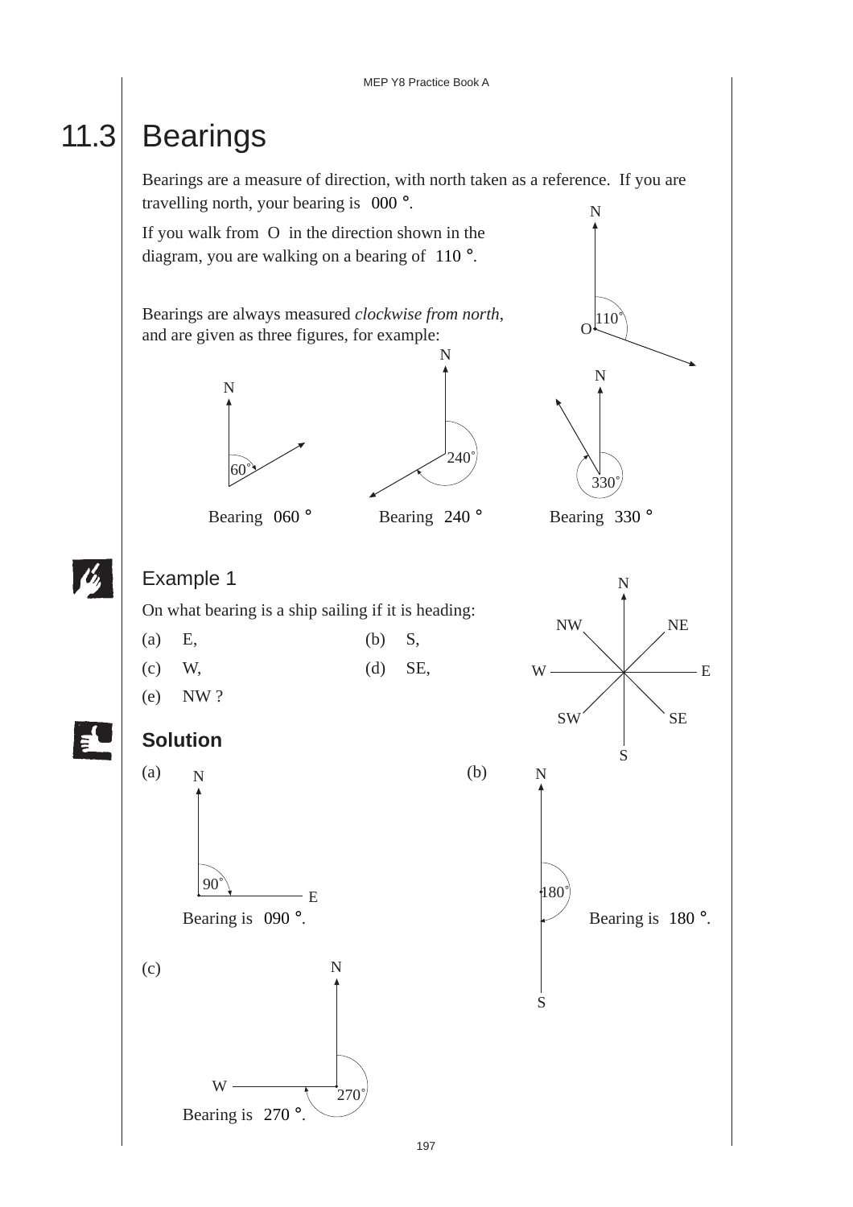# 11.3 Bearings

Bearings are a measure of direction, with north taken as a reference. If you are travelling north, your bearing is $000°$.

If you walk from O in the direction shown in the diagram, you are walking on a bearing of $110°$.

Bearings are always measured *clockwise from north*, and are given as three figures, for example:

Bearing $060°$  Bearing $240°$  Bearing $330°$

## Example 1

On what bearing is a ship sailing if it is heading:

(a) E,  (b) S,

(c) W,  (d) SE,

(e) NW ?

### Solution

(a) Bearing is $090°$.

(b) Bearing is $180°$.

(c) Bearing is $270°$.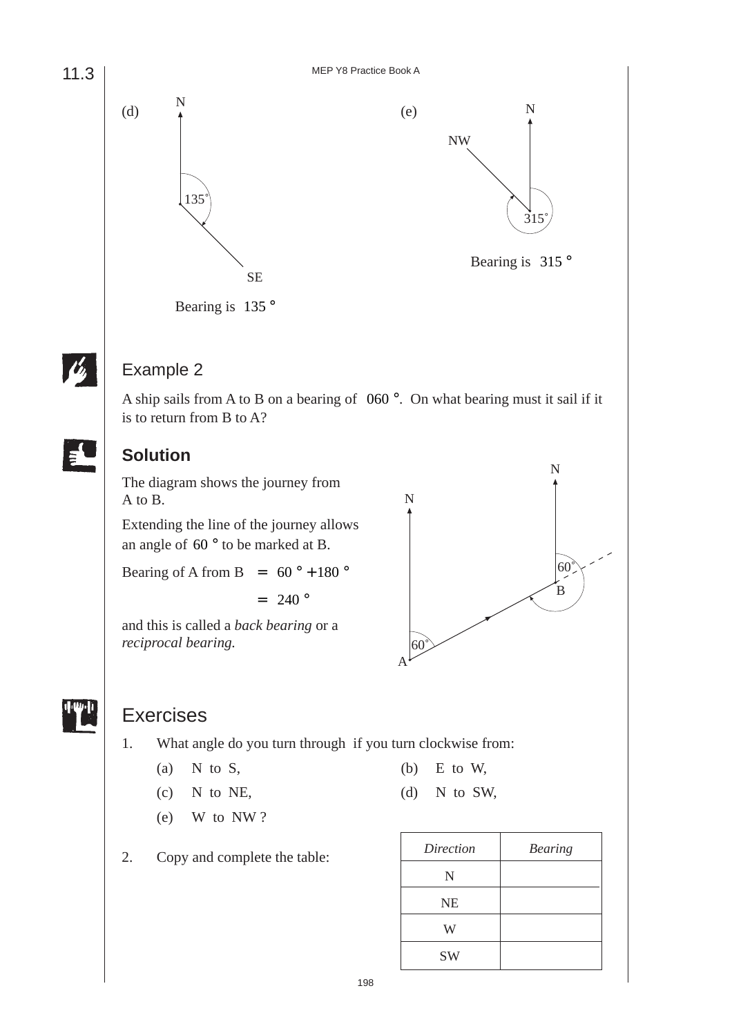(d)

Bearing is $135°$

(e)

Bearing is $315°$

## Example 2

A ship sails from A to B on a bearing of $060°$. On what bearing must it sail if it is to return from B to A?

### Solution

The diagram shows the journey from A to B.

Extending the line of the journey allows an angle of $60°$ to be marked at B.

$$\text{Bearing of A from B} = 60° + 180°$$

$$= 240°$$

and this is called a *back bearing* or a *reciprocal bearing.*

## Exercises

1. What angle do you turn through if you turn clockwise from:

   (a) N to S,
   (b) E to W,
   (c) N to NE,
   (d) N to SW,
   (e) W to NW ?

2. Copy and complete the table:

| *Direction* | *Bearing* |
|---|---|
| N | |
| NE | |
| W | |
| SW | |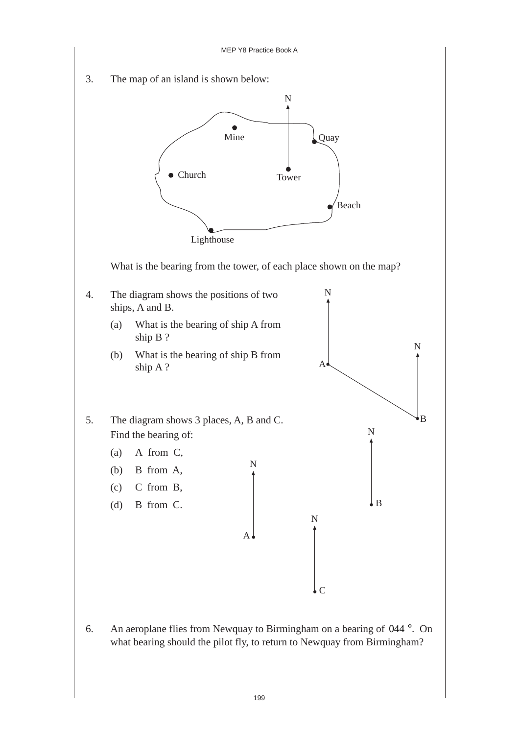3. The map of an island is shown below:

What is the bearing from the tower, of each place shown on the map?

4. The diagram shows the positions of two ships, A and B.

   (a) What is the bearing of ship A from ship B ?

   (b) What is the bearing of ship B from ship A ?

5. The diagram shows 3 places, A, B and C. Find the bearing of:

   (a) A from C,

   (b) B from A,

   (c) C from B,

   (d) B from C.

6. An aeroplane flies from Newquay to Birmingham on a bearing of $044°$. On what bearing should the pilot fly, to return to Newquay from Birmingham?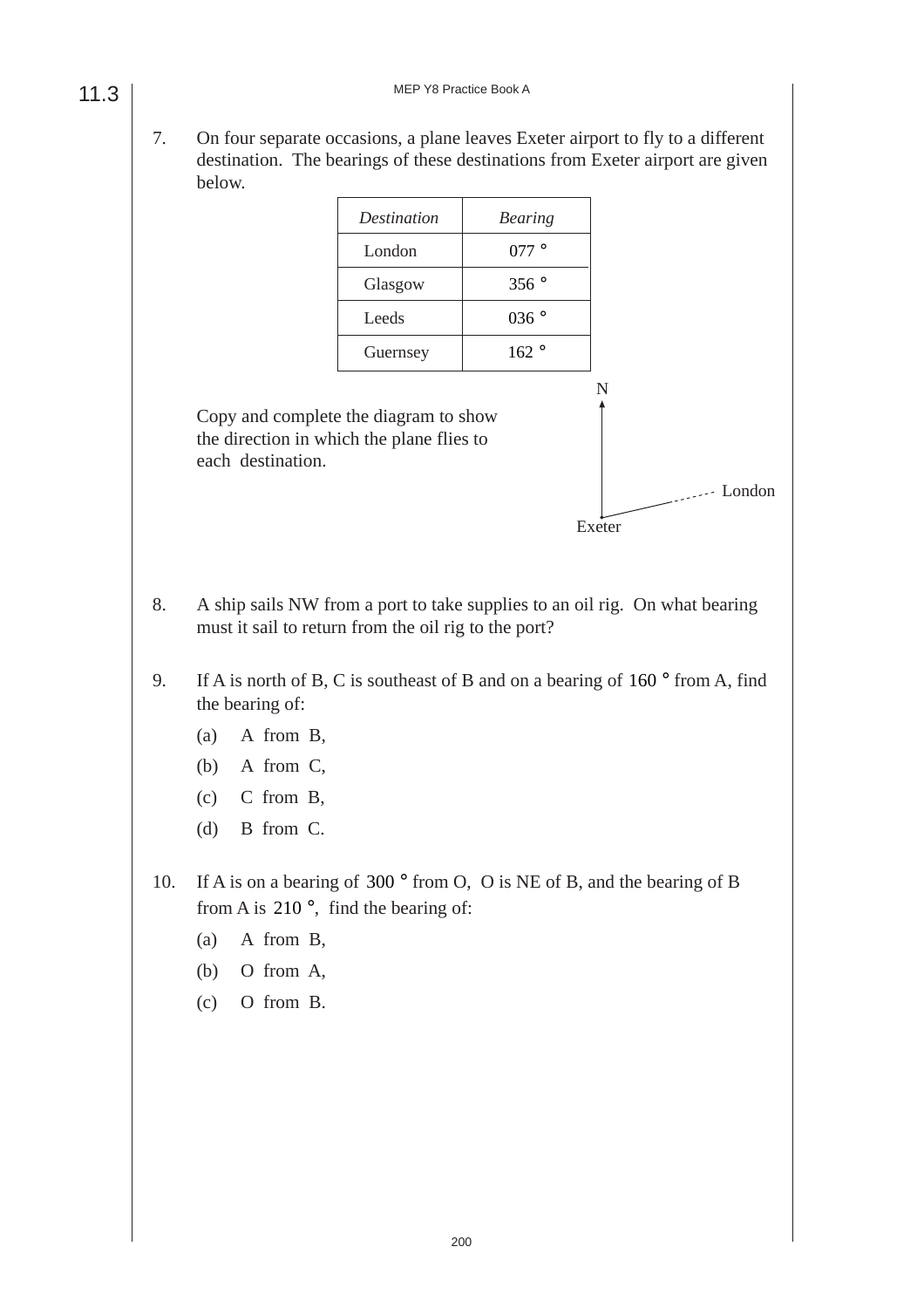7. On four separate occasions, a plane leaves Exeter airport to fly to a different destination. The bearings of these destinations from Exeter airport are given below.

| *Destination* | *Bearing* |
| --- | --- |
| London | 077 ° |
| Glasgow | 356 ° |
| Leeds | 036 ° |
| Guernsey | 162 ° |

Copy and complete the diagram to show the direction in which the plane flies to each destination.

N

London

Exeter

8. A ship sails NW from a port to take supplies to an oil rig. On what bearing must it sail to return from the oil rig to the port?

9. If A is north of B, C is southeast of B and on a bearing of 160 ° from A, find the bearing of:

   (a) A from B,

   (b) A from C,

   (c) C from B,

   (d) B from C.

10. If A is on a bearing of 300 ° from O, O is NE of B, and the bearing of B from A is 210 °, find the bearing of:

    (a) A from B,

    (b) O from A,

    (c) O from B.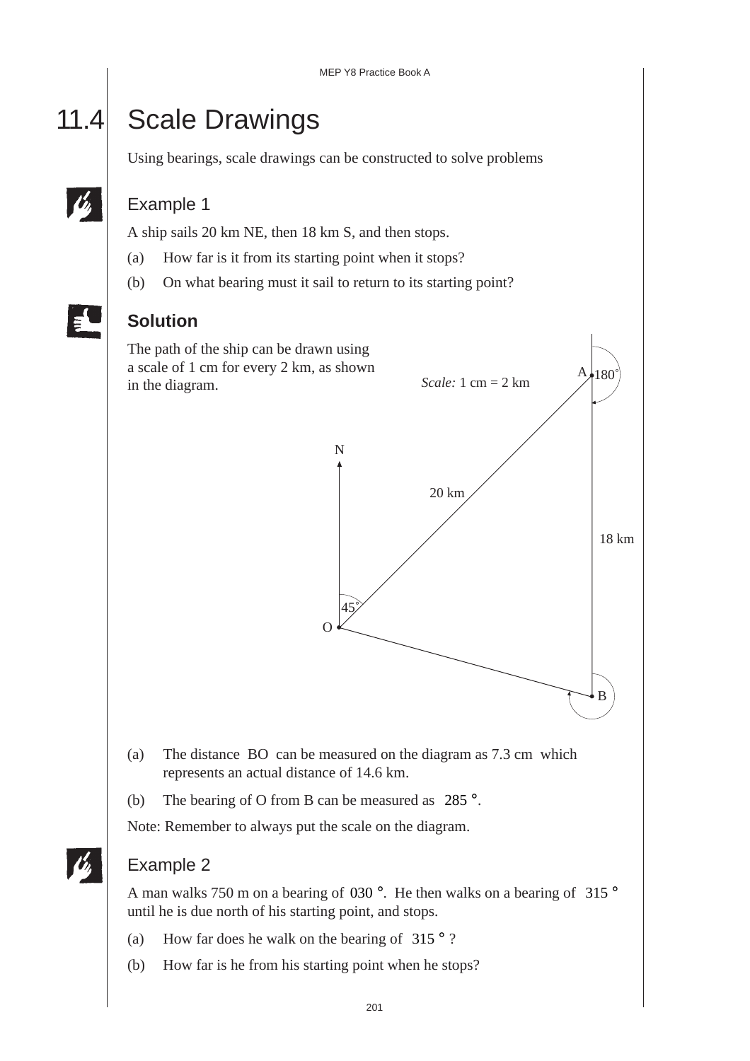# 11.4 Scale Drawings

Using bearings, scale drawings can be constructed to solve problems

## Example 1

A ship sails 20 km NE, then 18 km S, and then stops.

(a) How far is it from its starting point when it stops?

(b) On what bearing must it sail to return to its starting point?

## Solution

The path of the ship can be drawn using a scale of 1 cm for every 2 km, as shown in the diagram.

*Scale:* 1 cm = 2 km

(a) The distance BO can be measured on the diagram as 7.3 cm which represents an actual distance of 14.6 km.

(b) The bearing of O from B can be measured as $285°$.

Note: Remember to always put the scale on the diagram.

## Example 2

A man walks 750 m on a bearing of $030°$. He then walks on a bearing of $315°$ until he is due north of his starting point, and stops.

(a) How far does he walk on the bearing of $315°$?

(b) How far is he from his starting point when he stops?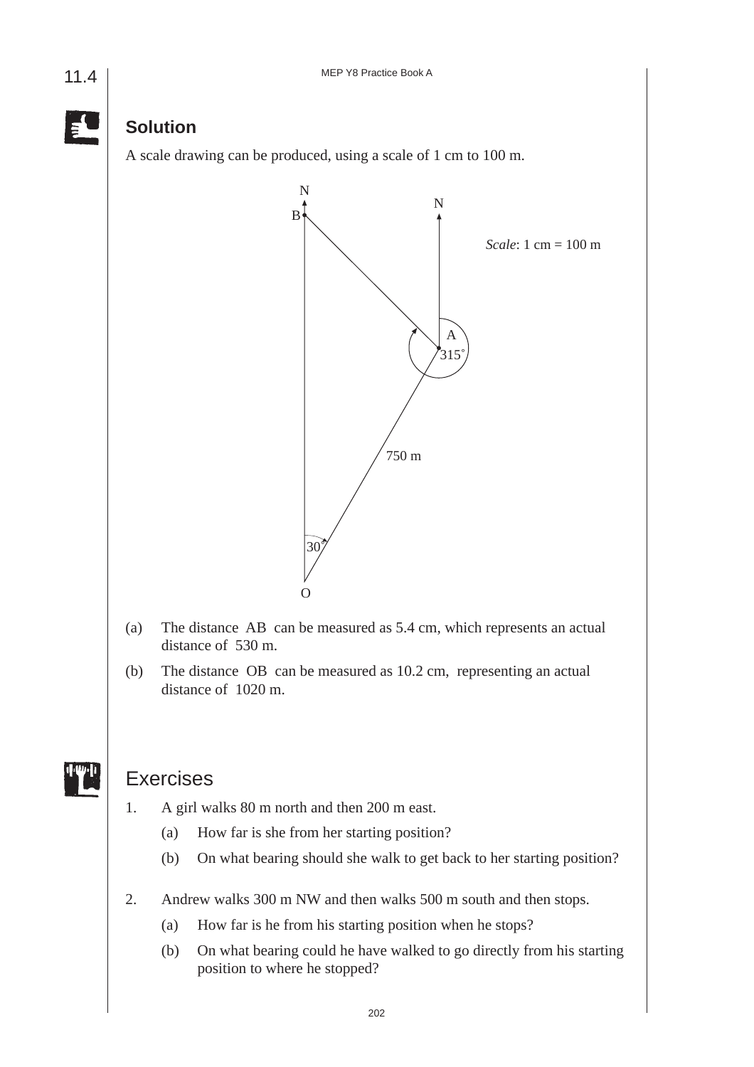## Solution

A scale drawing can be produced, using a scale of 1 cm to 100 m.

(a) The distance AB can be measured as 5.4 cm, which represents an actual distance of 530 m.

(b) The distance OB can be measured as 10.2 cm, representing an actual distance of 1020 m.

## Exercises

1. A girl walks 80 m north and then 200 m east.

   (a) How far is she from her starting position?

   (b) On what bearing should she walk to get back to her starting position?

2. Andrew walks 300 m NW and then walks 500 m south and then stops.

   (a) How far is he from his starting position when he stops?

   (b) On what bearing could he have walked to go directly from his starting position to where he stopped?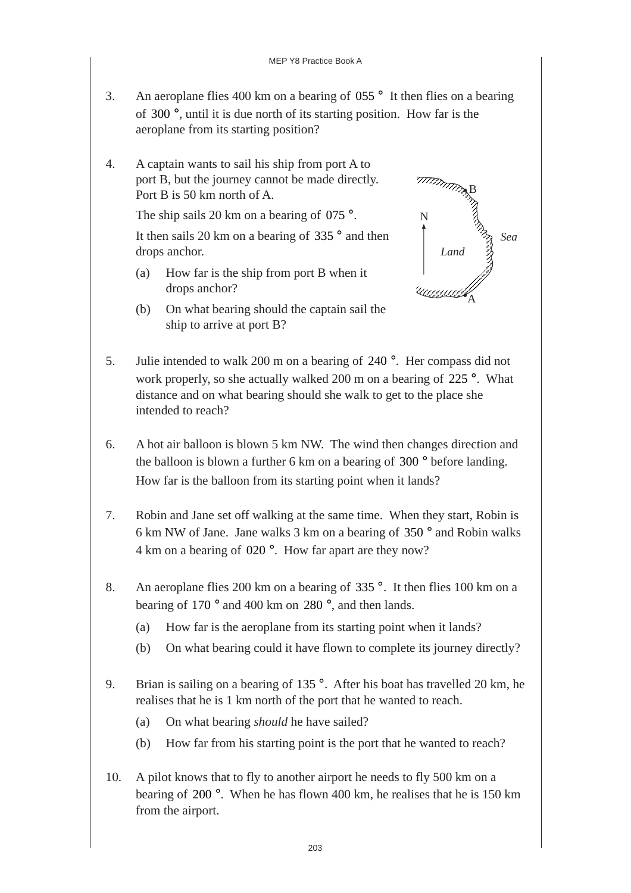3. An aeroplane flies 400 km on a bearing of $055°$ It then flies on a bearing of $300°$, until it is due north of its starting position. How far is the aeroplane from its starting position?

4. A captain wants to sail his ship from port A to port B, but the journey cannot be made directly. Port B is 50 km north of A.

   The ship sails 20 km on a bearing of $075°$.

   It then sails 20 km on a bearing of $335°$ and then drops anchor.

   (a) How far is the ship from port B when it drops anchor?

   (b) On what bearing should the captain sail the ship to arrive at port B?

5. Julie intended to walk 200 m on a bearing of $240°$. Her compass did not work properly, so she actually walked 200 m on a bearing of $225°$. What distance and on what bearing should she walk to get to the place she intended to reach?

6. A hot air balloon is blown 5 km NW. The wind then changes direction and the balloon is blown a further 6 km on a bearing of $300°$ before landing. How far is the balloon from its starting point when it lands?

7. Robin and Jane set off walking at the same time. When they start, Robin is 6 km NW of Jane. Jane walks 3 km on a bearing of $350°$ and Robin walks 4 km on a bearing of $020°$. How far apart are they now?

8. An aeroplane flies 200 km on a bearing of $335°$. It then flies 100 km on a bearing of $170°$ and 400 km on $280°$, and then lands.

   (a) How far is the aeroplane from its starting point when it lands?

   (b) On what bearing could it have flown to complete its journey directly?

9. Brian is sailing on a bearing of $135°$. After his boat has travelled 20 km, he realises that he is 1 km north of the port that he wanted to reach.

   (a) On what bearing *should* he have sailed?

   (b) How far from his starting point is the port that he wanted to reach?

10. A pilot knows that to fly to another airport he needs to fly 500 km on a bearing of $200°$. When he has flown 400 km, he realises that he is 150 km from the airport.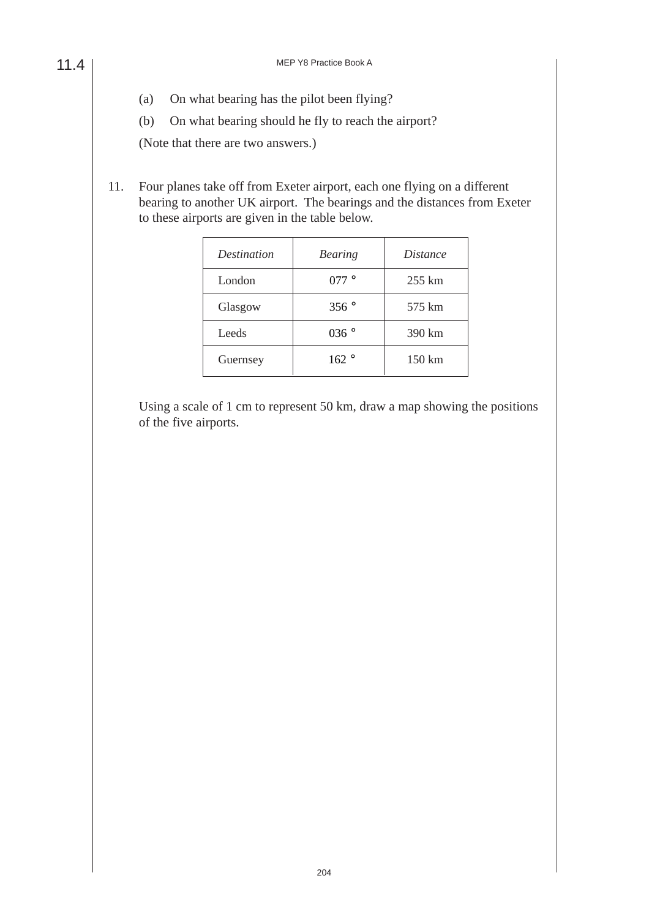(a) On what bearing has the pilot been flying?

(b) On what bearing should he fly to reach the airport?

(Note that there are two answers.)

11. Four planes take off from Exeter airport, each one flying on a different bearing to another UK airport. The bearings and the distances from Exeter to these airports are given in the table below.

| *Destination* | *Bearing* | *Distance* |
|---|---|---|
| London | 077 ° | 255 km |
| Glasgow | 356 ° | 575 km |
| Leeds | 036 ° | 390 km |
| Guernsey | 162 ° | 150 km |

Using a scale of 1 cm to represent 50 km, draw a map showing the positions of the five airports.